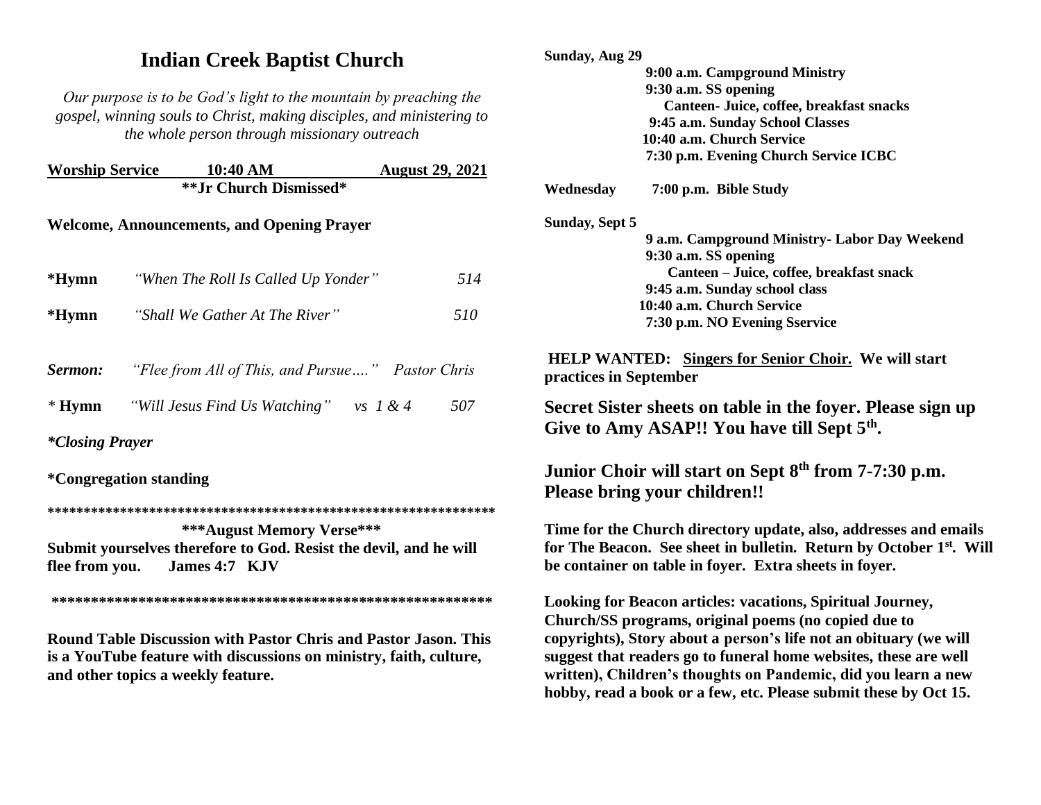# Indian Creek Baptist Church

*Our purpose is to be God's light to the mountain by preaching the gospel, winning souls to Christ, making disciples, and ministering to the whole person through missionary outreach*

**Worship Service 10:40 AM August 29, 2021**

**\*\*Jr Church Dismissed\***

**Welcome, Announcements, and Opening Prayer**

**\*Hymn** *"When The Roll Is Called Up Yonder"* 514

**\*Hymn** *"Shall We Gather At The River"* 510

***Sermon:*** *"Flee from All of This, and Pursue…." Pastor Chris*

*\** **Hymn** *"Will Jesus Find Us Watching" vs 1 & 4* 507

***\*Closing Prayer***

**\*Congregation standing**

**\*\*\*\*\*\*\*\*\*\*\*\*\*\*\*\*\*\*\*\*\*\*\*\*\*\*\*\*\*\*\*\*\*\*\*\*\*\*\*\*\*\*\*\*\*\*\*\*\*\*\*\*\*\*\*\*\*\*\*\*\*\*\***

**\*\*\*August Memory Verse\*\*\***

**Submit yourselves therefore to God. Resist the devil, and he will flee from you. James 4:7 KJV**

**\*\*\*\*\*\*\*\*\*\*\*\*\*\*\*\*\*\*\*\*\*\*\*\*\*\*\*\*\*\*\*\*\*\*\*\*\*\*\*\*\*\*\*\*\*\*\*\*\*\*\*\*\*\*\*\*\*\***

**Round Table Discussion with Pastor Chris and Pastor Jason. This is a YouTube feature with discussions on ministry, faith, culture, and other topics a weekly feature.**

**Sunday, Aug 29**

**9:00 a.m. Campground Ministry**
**9:30 a.m. SS opening**
**Canteen- Juice, coffee, breakfast snacks**
**9:45 a.m. Sunday School Classes**
**10:40 a.m. Church Service**
**7:30 p.m. Evening Church Service ICBC**

**Wednesday 7:00 p.m. Bible Study**

**Sunday, Sept 5**

**9 a.m. Campground Ministry- Labor Day Weekend**
**9:30 a.m. SS opening**
**Canteen – Juice, coffee, breakfast snack**
**9:45 a.m. Sunday school class**
**10:40 a.m. Church Service**
**7:30 p.m. NO Evening Sservice**

**HELP WANTED: Singers for Senior Choir. We will start practices in September**

**Secret Sister sheets on table in the foyer. Please sign up Give to Amy ASAP!! You have till Sept 5th.**

**Junior Choir will start on Sept 8th from 7-7:30 p.m. Please bring your children!!**

**Time for the Church directory update, also, addresses and emails for The Beacon. See sheet in bulletin. Return by October 1st. Will be container on table in foyer. Extra sheets in foyer.**

**Looking for Beacon articles: vacations, Spiritual Journey, Church/SS programs, original poems (no copied due to copyrights), Story about a person's life not an obituary (we will suggest that readers go to funeral home websites, these are well written), Children's thoughts on Pandemic, did you learn a new hobby, read a book or a few, etc. Please submit these by Oct 15.**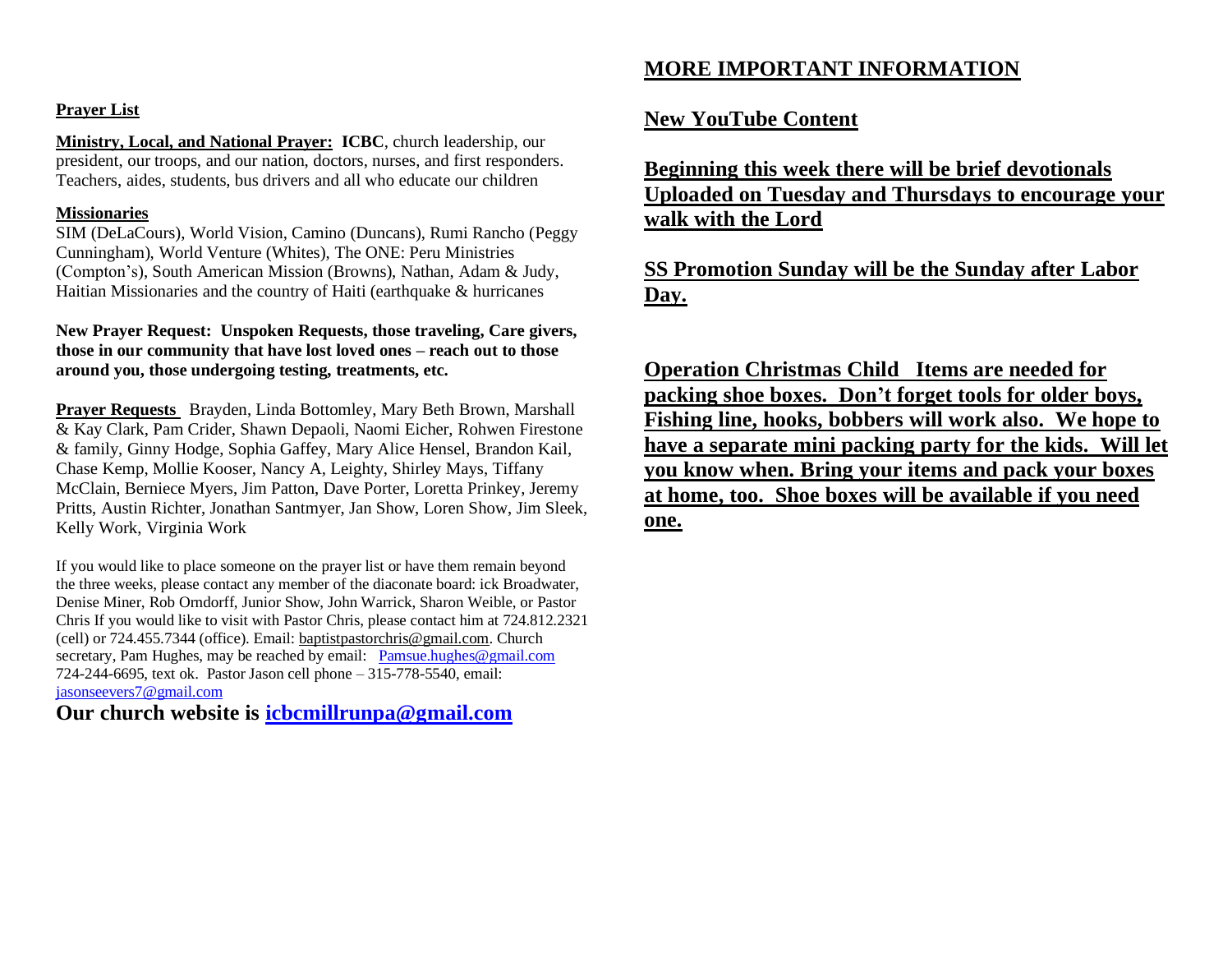**Prayer List**

**Ministry, Local, and National Prayer:** **ICBC**, church leadership, our president, our troops, and our nation, doctors, nurses, and first responders. Teachers, aides, students, bus drivers and all who educate our children

**Missionaries**

SIM (DeLaCours), World Vision, Camino (Duncans), Rumi Rancho (Peggy Cunningham), World Venture (Whites), The ONE: Peru Ministries (Compton's), South American Mission (Browns), Nathan, Adam & Judy, Haitian Missionaries and the country of Haiti (earthquake & hurricanes

**New Prayer Request: Unspoken Requests, those traveling, Care givers, those in our community that have lost loved ones – reach out to those around you, those undergoing testing, treatments, etc.**

**Prayer Requests** Brayden, Linda Bottomley, Mary Beth Brown, Marshall & Kay Clark, Pam Crider, Shawn Depaoli, Naomi Eicher, Rohwen Firestone & family, Ginny Hodge, Sophia Gaffey, Mary Alice Hensel, Brandon Kail, Chase Kemp, Mollie Kooser, Nancy A, Leighty, Shirley Mays, Tiffany McClain, Berniece Myers, Jim Patton, Dave Porter, Loretta Prinkey, Jeremy Pritts, Austin Richter, Jonathan Santmyer, Jan Show, Loren Show, Jim Sleek, Kelly Work, Virginia Work

If you would like to place someone on the prayer list or have them remain beyond the three weeks, please contact any member of the diaconate board: ick Broadwater, Denise Miner, Rob Orndorff, Junior Show, John Warrick, Sharon Weible, or Pastor Chris If you would like to visit with Pastor Chris, please contact him at 724.812.2321 (cell) or 724.455.7344 (office). Email: baptistpastorchris@gmail.com. Church secretary, Pam Hughes, may be reached by email: Pamsue.hughes@gmail.com 724-244-6695, text ok. Pastor Jason cell phone – 315-778-5540, email: jasonseevers7@gmail.com

**Our church website is icbcmillrunpa@gmail.com**

## MORE IMPORTANT INFORMATION

### New YouTube Content

**Beginning this week there will be brief devotionals Uploaded on Tuesday and Thursdays to encourage your walk with the Lord**

**SS Promotion Sunday will be the Sunday after Labor Day.**

**Operation Christmas Child Items are needed for packing shoe boxes. Don't forget tools for older boys, Fishing line, hooks, bobbers will work also. We hope to have a separate mini packing party for the kids. Will let you know when. Bring your items and pack your boxes at home, too. Shoe boxes will be available if you need one.**